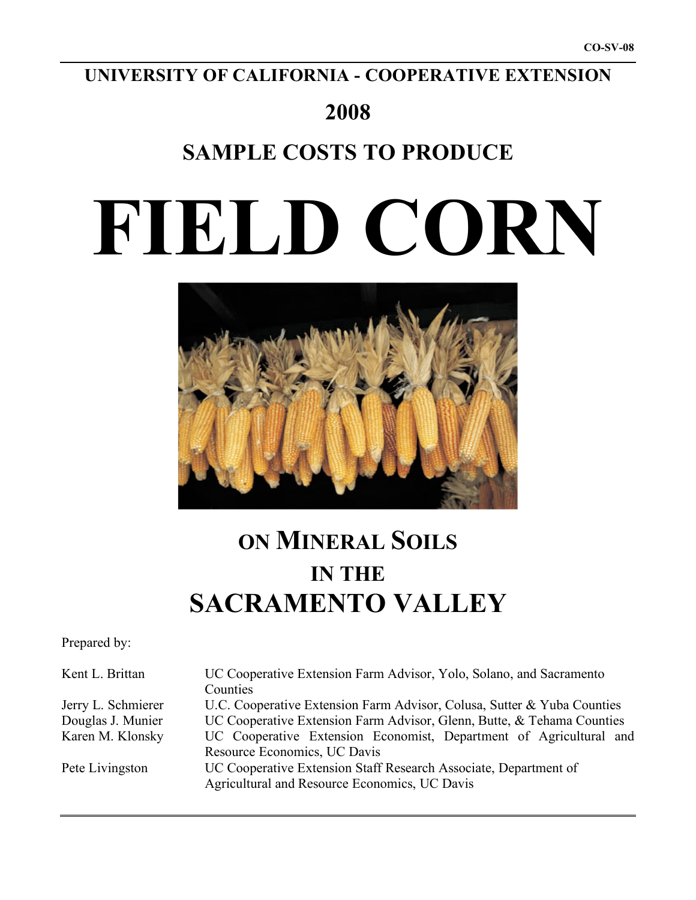CO-SV-08

# UNIVERSITY OF CALIFORNIA - COOPERATIVE EXTENSION

## 2008

## SAMPLE COSTS TO PRODUCE

# FIELD CORN

## ON MINERAL SOILS IN THE SACRAMENTO VALLEY

Prepared by:

| | |
|---|---|
| Kent L. Brittan | UC Cooperative Extension Farm Advisor, Yolo, Solano, and Sacramento Counties |
| Jerry L. Schmierer | U.C. Cooperative Extension Farm Advisor, Colusa, Sutter & Yuba Counties |
| Douglas J. Munier | UC Cooperative Extension Farm Advisor, Glenn, Butte, & Tehama Counties |
| Karen M. Klonsky | UC Cooperative Extension Economist, Department of Agricultural and Resource Economics, UC Davis |
| Pete Livingston | UC Cooperative Extension Staff Research Associate, Department of Agricultural and Resource Economics, UC Davis |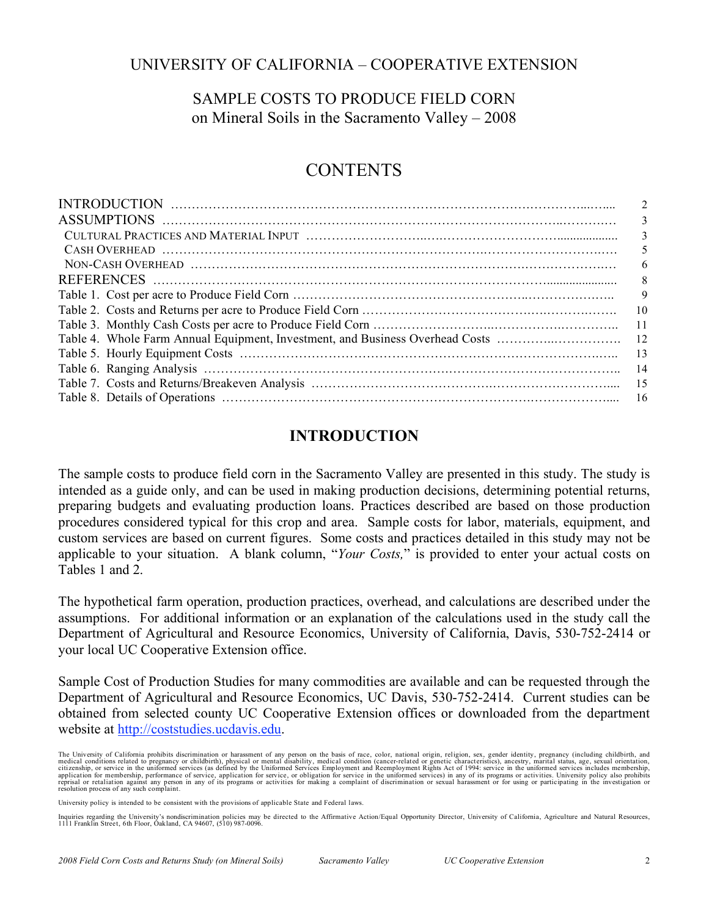UNIVERSITY OF CALIFORNIA – COOPERATIVE EXTENSION

SAMPLE COSTS TO PRODUCE FIELD CORN
on Mineral Soils in the Sacramento Valley – 2008

# CONTENTS

| | |
|---|---|
| INTRODUCTION | 2 |
| ASSUMPTIONS | 3 |
| CULTURAL PRACTICES AND MATERIAL INPUT | 3 |
| CASH OVERHEAD | 5 |
| NON-CASH OVERHEAD | 6 |
| REFERENCES | 8 |
| Table 1. Cost per acre to Produce Field Corn | 9 |
| Table 2. Costs and Returns per acre to Produce Field Corn | 10 |
| Table 3. Monthly Cash Costs per acre to Produce Field Corn | 11 |
| Table 4. Whole Farm Annual Equipment, Investment, and Business Overhead Costs | 12 |
| Table 5. Hourly Equipment Costs | 13 |
| Table 6. Ranging Analysis | 14 |
| Table 7. Costs and Returns/Breakeven Analysis | 15 |
| Table 8. Details of Operations | 16 |

## INTRODUCTION

The sample costs to produce field corn in the Sacramento Valley are presented in this study. The study is intended as a guide only, and can be used in making production decisions, determining potential returns, preparing budgets and evaluating production loans. Practices described are based on those production procedures considered typical for this crop and area. Sample costs for labor, materials, equipment, and custom services are based on current figures. Some costs and practices detailed in this study may not be applicable to your situation. A blank column, "*Your Costs,*" is provided to enter your actual costs on Tables 1 and 2.

The hypothetical farm operation, production practices, overhead, and calculations are described under the assumptions. For additional information or an explanation of the calculations used in the study call the Department of Agricultural and Resource Economics, University of California, Davis, 530-752-2414 or your local UC Cooperative Extension office.

Sample Cost of Production Studies for many commodities are available and can be requested through the Department of Agricultural and Resource Economics, UC Davis, 530-752-2414. Current studies can be obtained from selected county UC Cooperative Extension offices or downloaded from the department website at http://coststudies.ucdavis.edu.

The University of California prohibits discrimination or harassment of any person on the basis of race, color, national origin, religion, sex, gender identity, pregnancy (including childbirth, and medical conditions related to pregnancy or childbirth), physical or mental disability, medical condition (cancer-related or genetic characteristics), ancestry, marital status, age, sexual orientation, citizenship, or service in the uniformed services (as defined by the Uniformed Services Employment and Reemployment Rights Act of 1994: service in the uniformed services includes membership, application for membership, performance of service, application for service, or obligation for service in the uniformed services) in any of its programs or activities. University policy also prohibits reprisal or retaliation against any person in any of its programs or activities for making a complaint of discrimination or sexual harassment or for using or participating in the investigation or resolution process of any such complaint.

University policy is intended to be consistent with the provisions of applicable State and Federal laws.

Inquiries regarding the University's nondiscrimination policies may be directed to the Affirmative Action/Equal Opportunity Director, University of California, Agriculture and Natural Resources, 1111 Franklin Street, 6th Floor, Oakland, CA 94607, (510) 987-0096.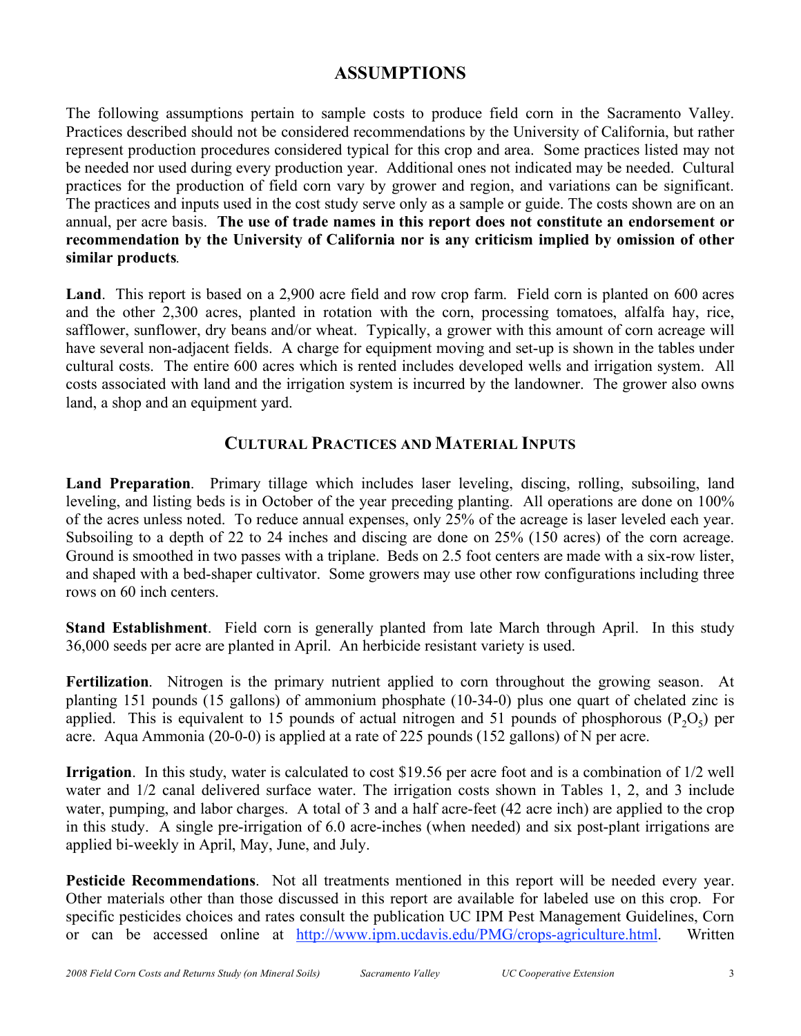# ASSUMPTIONS

The following assumptions pertain to sample costs to produce field corn in the Sacramento Valley. Practices described should not be considered recommendations by the University of California, but rather represent production procedures considered typical for this crop and area. Some practices listed may not be needed nor used during every production year. Additional ones not indicated may be needed. Cultural practices for the production of field corn vary by grower and region, and variations can be significant. The practices and inputs used in the cost study serve only as a sample or guide. The costs shown are on an annual, per acre basis. **The use of trade names in this report does not constitute an endorsement or recommendation by the University of California nor is any criticism implied by omission of other similar products**.

**Land**. This report is based on a 2,900 acre field and row crop farm. Field corn is planted on 600 acres and the other 2,300 acres, planted in rotation with the corn, processing tomatoes, alfalfa hay, rice, safflower, sunflower, dry beans and/or wheat. Typically, a grower with this amount of corn acreage will have several non-adjacent fields. A charge for equipment moving and set-up is shown in the tables under cultural costs. The entire 600 acres which is rented includes developed wells and irrigation system. All costs associated with land and the irrigation system is incurred by the landowner. The grower also owns land, a shop and an equipment yard.

## CULTURAL PRACTICES AND MATERIAL INPUTS

**Land Preparation**. Primary tillage which includes laser leveling, discing, rolling, subsoiling, land leveling, and listing beds is in October of the year preceding planting. All operations are done on 100% of the acres unless noted. To reduce annual expenses, only 25% of the acreage is laser leveled each year. Subsoiling to a depth of 22 to 24 inches and discing are done on 25% (150 acres) of the corn acreage. Ground is smoothed in two passes with a triplane. Beds on 2.5 foot centers are made with a six-row lister, and shaped with a bed-shaper cultivator. Some growers may use other row configurations including three rows on 60 inch centers.

**Stand Establishment**. Field corn is generally planted from late March through April. In this study 36,000 seeds per acre are planted in April. An herbicide resistant variety is used.

**Fertilization**. Nitrogen is the primary nutrient applied to corn throughout the growing season. At planting 151 pounds (15 gallons) of ammonium phosphate (10-34-0) plus one quart of chelated zinc is applied. This is equivalent to 15 pounds of actual nitrogen and 51 pounds of phosphorous ($P_2O_5$) per acre. Aqua Ammonia (20-0-0) is applied at a rate of 225 pounds (152 gallons) of N per acre.

**Irrigation**. In this study, water is calculated to cost $19.56 per acre foot and is a combination of 1/2 well water and 1/2 canal delivered surface water. The irrigation costs shown in Tables 1, 2, and 3 include water, pumping, and labor charges. A total of 3 and a half acre-feet (42 acre inch) are applied to the crop in this study. A single pre-irrigation of 6.0 acre-inches (when needed) and six post-plant irrigations are applied bi-weekly in April, May, June, and July.

**Pesticide Recommendations**. Not all treatments mentioned in this report will be needed every year. Other materials other than those discussed in this report are available for labeled use on this crop. For specific pesticides choices and rates consult the publication UC IPM Pest Management Guidelines, Corn or can be accessed online at http://www.ipm.ucdavis.edu/PMG/crops-agriculture.html. Written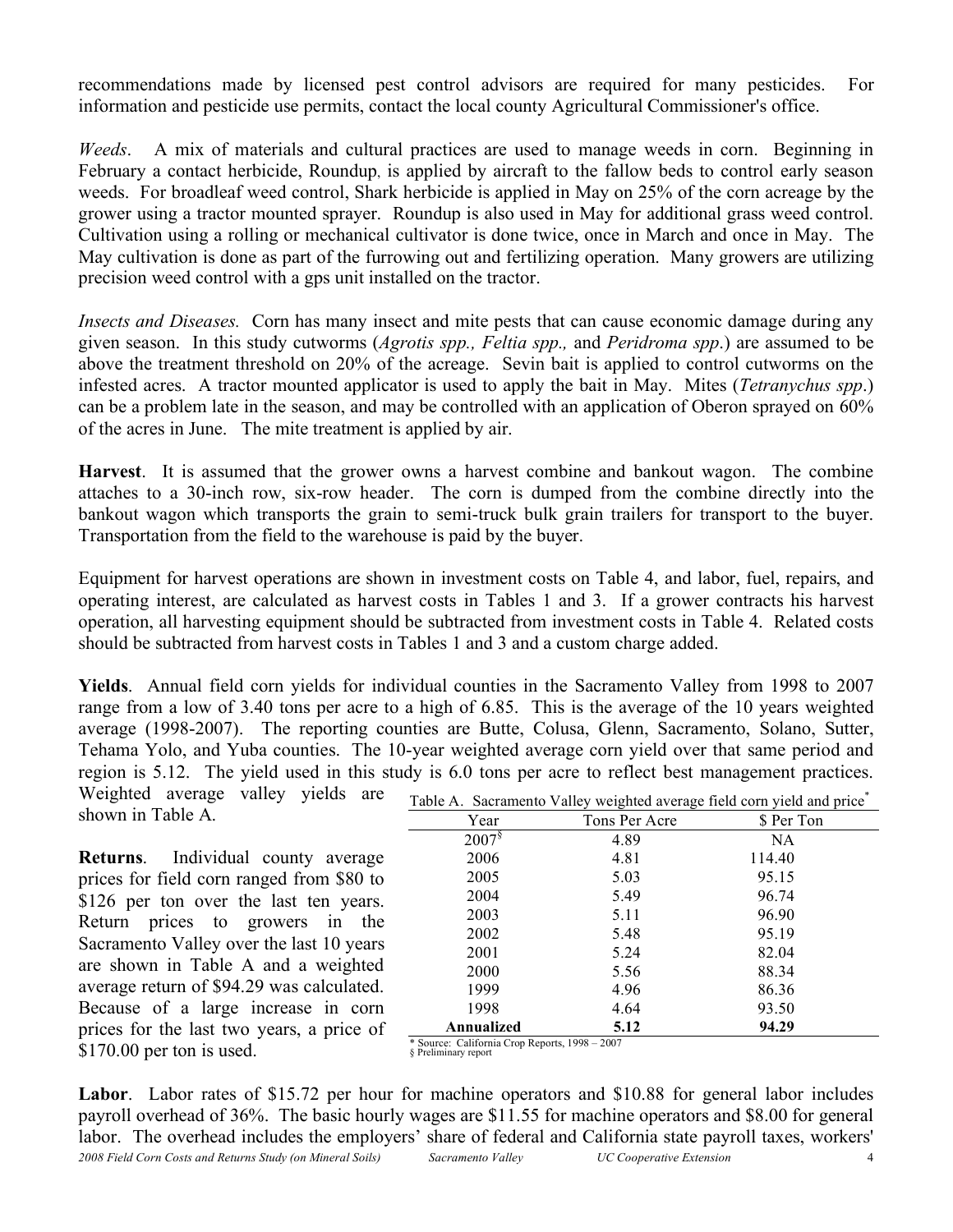recommendations made by licensed pest control advisors are required for many pesticides. For information and pesticide use permits, contact the local county Agricultural Commissioner's office.

*Weeds*. A mix of materials and cultural practices are used to manage weeds in corn. Beginning in February a contact herbicide, Roundup, is applied by aircraft to the fallow beds to control early season weeds. For broadleaf weed control, Shark herbicide is applied in May on 25% of the corn acreage by the grower using a tractor mounted sprayer. Roundup is also used in May for additional grass weed control. Cultivation using a rolling or mechanical cultivator is done twice, once in March and once in May. The May cultivation is done as part of the furrowing out and fertilizing operation. Many growers are utilizing precision weed control with a gps unit installed on the tractor.

*Insects and Diseases.* Corn has many insect and mite pests that can cause economic damage during any given season. In this study cutworms (*Agrotis spp., Feltia spp.,* and *Peridroma spp*.) are assumed to be above the treatment threshold on 20% of the acreage. Sevin bait is applied to control cutworms on the infested acres. A tractor mounted applicator is used to apply the bait in May. Mites (*Tetranychus spp*.) can be a problem late in the season, and may be controlled with an application of Oberon sprayed on 60% of the acres in June. The mite treatment is applied by air.

**Harvest**. It is assumed that the grower owns a harvest combine and bankout wagon. The combine attaches to a 30-inch row, six-row header. The corn is dumped from the combine directly into the bankout wagon which transports the grain to semi-truck bulk grain trailers for transport to the buyer. Transportation from the field to the warehouse is paid by the buyer.

Equipment for harvest operations are shown in investment costs on Table 4, and labor, fuel, repairs, and operating interest, are calculated as harvest costs in Tables 1 and 3. If a grower contracts his harvest operation, all harvesting equipment should be subtracted from investment costs in Table 4. Related costs should be subtracted from harvest costs in Tables 1 and 3 and a custom charge added.

**Yields**. Annual field corn yields for individual counties in the Sacramento Valley from 1998 to 2007 range from a low of 3.40 tons per acre to a high of 6.85. This is the average of the 10 years weighted average (1998-2007). The reporting counties are Butte, Colusa, Glenn, Sacramento, Solano, Sutter, Tehama Yolo, and Yuba counties. The 10-year weighted average corn yield over that same period and region is 5.12. The yield used in this study is 6.0 tons per acre to reflect best management practices. Weighted average valley yields are shown in Table A.

Table A. Sacramento Valley weighted average field corn yield and price*

| Year | Tons Per Acre | $ Per Ton |
|---|---|---|
| 2007§ | 4.89 | NA |
| 2006 | 4.81 | 114.40 |
| 2005 | 5.03 | 95.15 |
| 2004 | 5.49 | 96.74 |
| 2003 | 5.11 | 96.90 |
| 2002 | 5.48 | 95.19 |
| 2001 | 5.24 | 82.04 |
| 2000 | 5.56 | 88.34 |
| 1999 | 4.96 | 86.36 |
| 1998 | 4.64 | 93.50 |
| **Annualized** | **5.12** | **94.29** |

* Source: California Crop Reports, 1998 – 2007
§ Preliminary report

**Returns**. Individual county average prices for field corn ranged from $80 to $126 per ton over the last ten years. Return prices to growers in the Sacramento Valley over the last 10 years are shown in Table A and a weighted average return of $94.29 was calculated. Because of a large increase in corn prices for the last two years, a price of $170.00 per ton is used.

**Labor**. Labor rates of $15.72 per hour for machine operators and $10.88 for general labor includes payroll overhead of 36%. The basic hourly wages are $11.55 for machine operators and $8.00 for general labor. The overhead includes the employers' share of federal and California state payroll taxes, workers'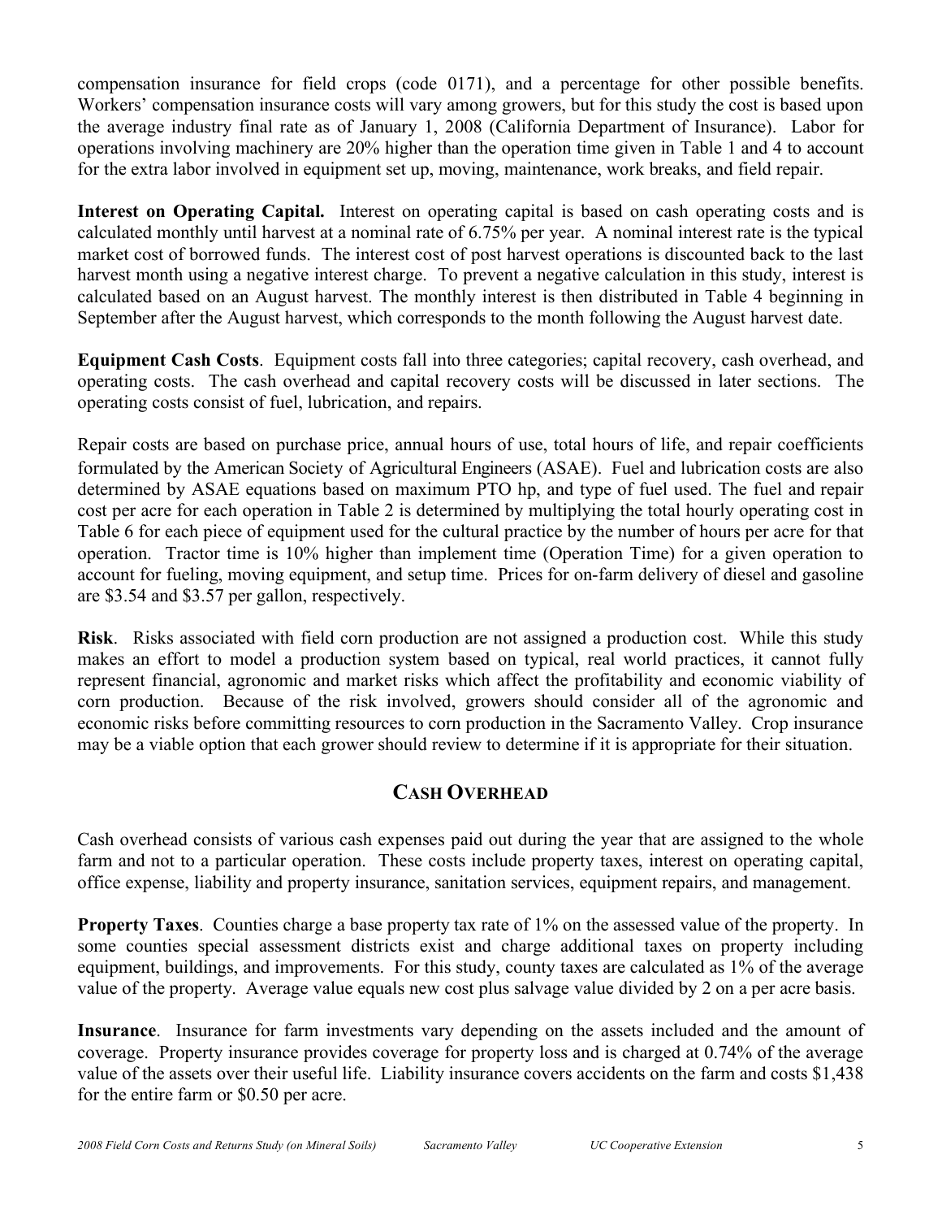compensation insurance for field crops (code 0171), and a percentage for other possible benefits. Workers' compensation insurance costs will vary among growers, but for this study the cost is based upon the average industry final rate as of January 1, 2008 (California Department of Insurance). Labor for operations involving machinery are 20% higher than the operation time given in Table 1 and 4 to account for the extra labor involved in equipment set up, moving, maintenance, work breaks, and field repair.

**Interest on Operating Capital.** Interest on operating capital is based on cash operating costs and is calculated monthly until harvest at a nominal rate of 6.75% per year. A nominal interest rate is the typical market cost of borrowed funds. The interest cost of post harvest operations is discounted back to the last harvest month using a negative interest charge. To prevent a negative calculation in this study, interest is calculated based on an August harvest. The monthly interest is then distributed in Table 4 beginning in September after the August harvest, which corresponds to the month following the August harvest date.

**Equipment Cash Costs**. Equipment costs fall into three categories; capital recovery, cash overhead, and operating costs. The cash overhead and capital recovery costs will be discussed in later sections. The operating costs consist of fuel, lubrication, and repairs.

Repair costs are based on purchase price, annual hours of use, total hours of life, and repair coefficients formulated by the American Society of Agricultural Engineers (ASAE). Fuel and lubrication costs are also determined by ASAE equations based on maximum PTO hp, and type of fuel used. The fuel and repair cost per acre for each operation in Table 2 is determined by multiplying the total hourly operating cost in Table 6 for each piece of equipment used for the cultural practice by the number of hours per acre for that operation. Tractor time is 10% higher than implement time (Operation Time) for a given operation to account for fueling, moving equipment, and setup time. Prices for on-farm delivery of diesel and gasoline are $3.54 and $3.57 per gallon, respectively.

**Risk**. Risks associated with field corn production are not assigned a production cost. While this study makes an effort to model a production system based on typical, real world practices, it cannot fully represent financial, agronomic and market risks which affect the profitability and economic viability of corn production. Because of the risk involved, growers should consider all of the agronomic and economic risks before committing resources to corn production in the Sacramento Valley. Crop insurance may be a viable option that each grower should review to determine if it is appropriate for their situation.

## CASH OVERHEAD

Cash overhead consists of various cash expenses paid out during the year that are assigned to the whole farm and not to a particular operation. These costs include property taxes, interest on operating capital, office expense, liability and property insurance, sanitation services, equipment repairs, and management.

**Property Taxes**. Counties charge a base property tax rate of 1% on the assessed value of the property. In some counties special assessment districts exist and charge additional taxes on property including equipment, buildings, and improvements. For this study, county taxes are calculated as 1% of the average value of the property. Average value equals new cost plus salvage value divided by 2 on a per acre basis.

**Insurance**. Insurance for farm investments vary depending on the assets included and the amount of coverage. Property insurance provides coverage for property loss and is charged at 0.74% of the average value of the assets over their useful life. Liability insurance covers accidents on the farm and costs $1,438 for the entire farm or $0.50 per acre.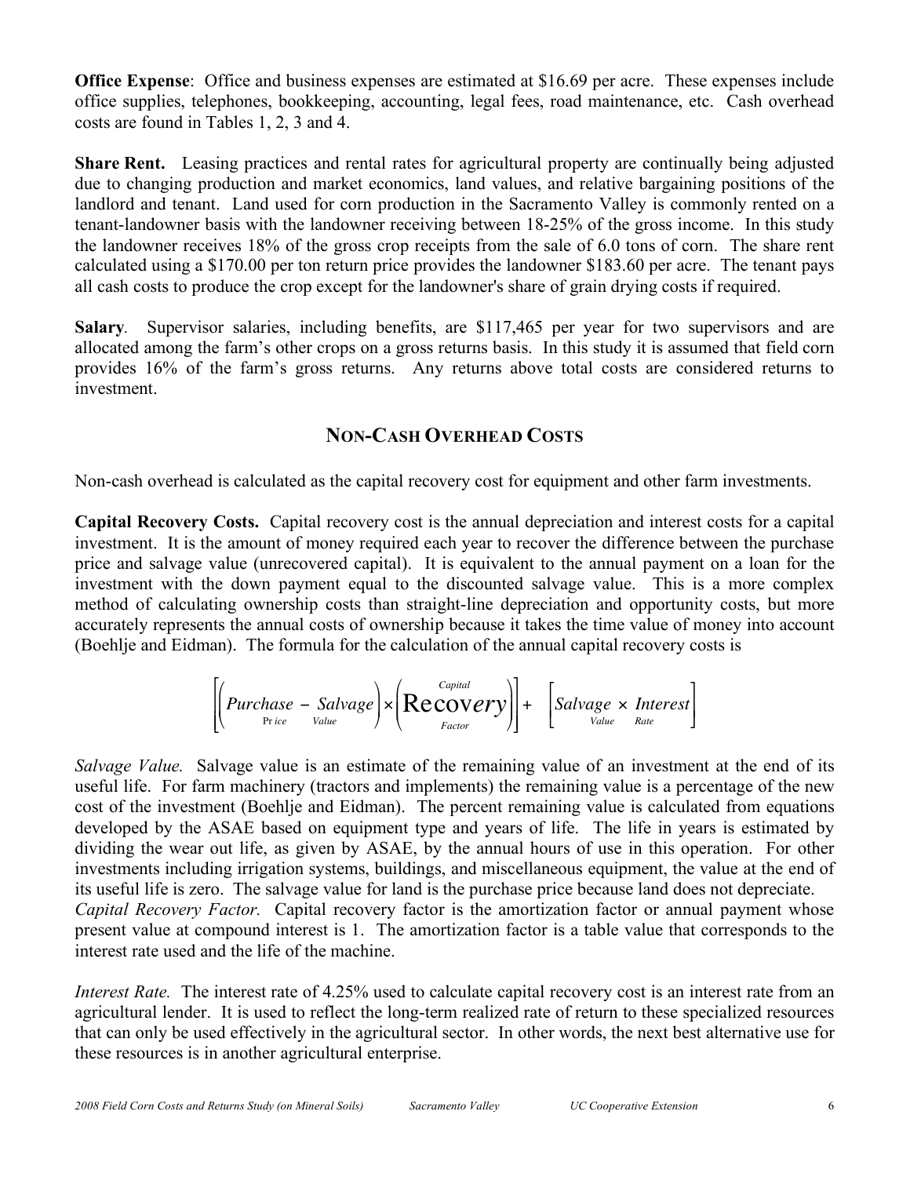**Office Expense**: Office and business expenses are estimated at $16.69 per acre. These expenses include office supplies, telephones, bookkeeping, accounting, legal fees, road maintenance, etc. Cash overhead costs are found in Tables 1, 2, 3 and 4.

**Share Rent.** Leasing practices and rental rates for agricultural property are continually being adjusted due to changing production and market economics, land values, and relative bargaining positions of the landlord and tenant. Land used for corn production in the Sacramento Valley is commonly rented on a tenant-landowner basis with the landowner receiving between 18-25% of the gross income. In this study the landowner receives 18% of the gross crop receipts from the sale of 6.0 tons of corn. The share rent calculated using a $170.00 per ton return price provides the landowner $183.60 per acre. The tenant pays all cash costs to produce the crop except for the landowner's share of grain drying costs if required.

**Salary**. Supervisor salaries, including benefits, are $117,465 per year for two supervisors and are allocated among the farm's other crops on a gross returns basis. In this study it is assumed that field corn provides 16% of the farm's gross returns. Any returns above total costs are considered returns to investment.

## NON-CASH OVERHEAD COSTS

Non-cash overhead is calculated as the capital recovery cost for equipment and other farm investments.

**Capital Recovery Costs.** Capital recovery cost is the annual depreciation and interest costs for a capital investment. It is the amount of money required each year to recover the difference between the purchase price and salvage value (unrecovered capital). It is equivalent to the annual payment on a loan for the investment with the down payment equal to the discounted salvage value. This is a more complex method of calculating ownership costs than straight-line depreciation and opportunity costs, but more accurately represents the annual costs of ownership because it takes the time value of money into account (Boehlje and Eidman). The formula for the calculation of the annual capital recovery costs is

$$\left[\left(\underset{\text{Price}}{\text{Purchase}} - \underset{\text{Value}}{\text{Salvage}}\right) \times \left(\underset{\text{Factor}}{\overset{\text{Capital}}{\text{Recovery}}}\right)\right] + \left[\underset{\text{Value}}{\text{Salvage}} \times \underset{\text{Rate}}{\text{Interest}}\right]$$

*Salvage Value.* Salvage value is an estimate of the remaining value of an investment at the end of its useful life. For farm machinery (tractors and implements) the remaining value is a percentage of the new cost of the investment (Boehlje and Eidman). The percent remaining value is calculated from equations developed by the ASAE based on equipment type and years of life. The life in years is estimated by dividing the wear out life, as given by ASAE, by the annual hours of use in this operation. For other investments including irrigation systems, buildings, and miscellaneous equipment, the value at the end of its useful life is zero. The salvage value for land is the purchase price because land does not depreciate.
*Capital Recovery Factor.* Capital recovery factor is the amortization factor or annual payment whose present value at compound interest is 1. The amortization factor is a table value that corresponds to the interest rate used and the life of the machine.

*Interest Rate.* The interest rate of 4.25% used to calculate capital recovery cost is an interest rate from an agricultural lender. It is used to reflect the long-term realized rate of return to these specialized resources that can only be used effectively in the agricultural sector. In other words, the next best alternative use for these resources is in another agricultural enterprise.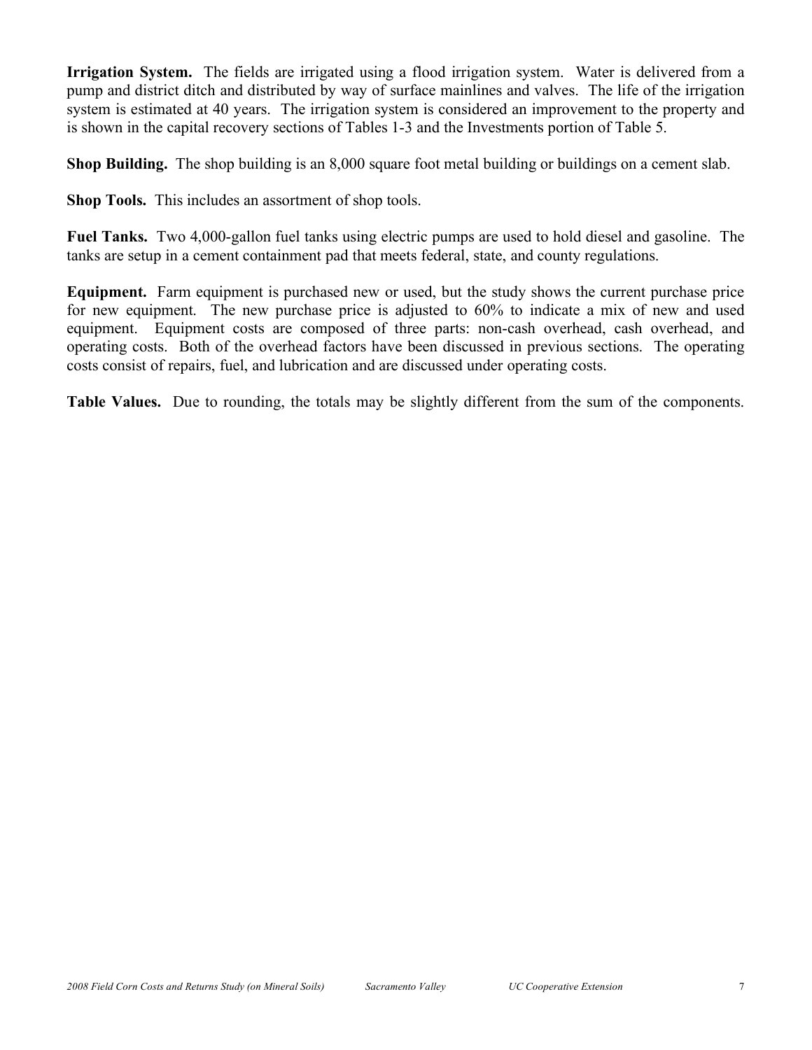**Irrigation System.** The fields are irrigated using a flood irrigation system. Water is delivered from a pump and district ditch and distributed by way of surface mainlines and valves. The life of the irrigation system is estimated at 40 years. The irrigation system is considered an improvement to the property and is shown in the capital recovery sections of Tables 1-3 and the Investments portion of Table 5.

**Shop Building.** The shop building is an 8,000 square foot metal building or buildings on a cement slab.

**Shop Tools.** This includes an assortment of shop tools.

**Fuel Tanks.** Two 4,000-gallon fuel tanks using electric pumps are used to hold diesel and gasoline. The tanks are setup in a cement containment pad that meets federal, state, and county regulations.

**Equipment.** Farm equipment is purchased new or used, but the study shows the current purchase price for new equipment. The new purchase price is adjusted to 60% to indicate a mix of new and used equipment. Equipment costs are composed of three parts: non-cash overhead, cash overhead, and operating costs. Both of the overhead factors have been discussed in previous sections. The operating costs consist of repairs, fuel, and lubrication and are discussed under operating costs.

**Table Values.** Due to rounding, the totals may be slightly different from the sum of the components.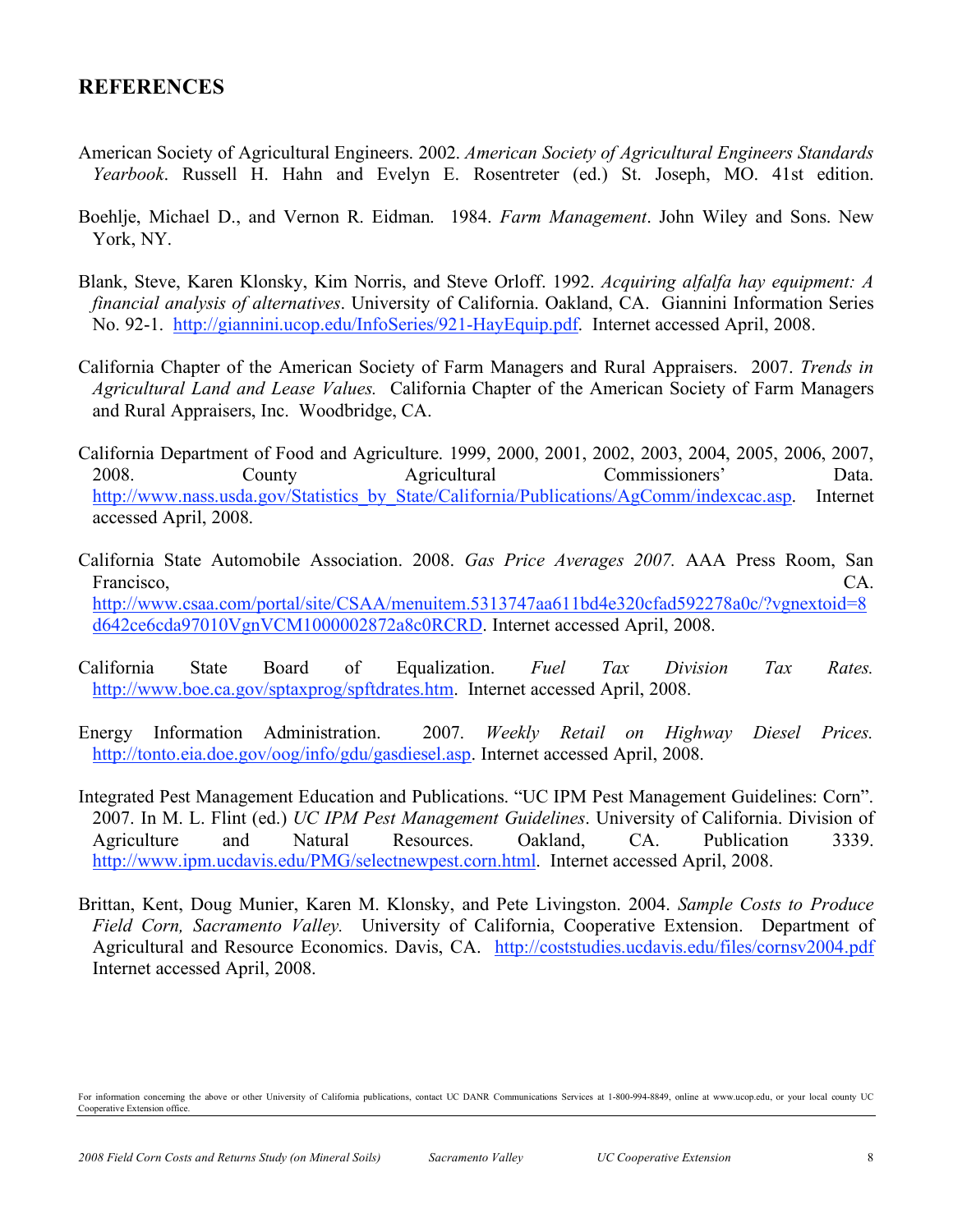## REFERENCES

American Society of Agricultural Engineers. 2002. *American Society of Agricultural Engineers Standards Yearbook*. Russell H. Hahn and Evelyn E. Rosentreter (ed.) St. Joseph, MO. 41st edition.

Boehlje, Michael D., and Vernon R. Eidman. 1984. *Farm Management*. John Wiley and Sons. New York, NY.

Blank, Steve, Karen Klonsky, Kim Norris, and Steve Orloff. 1992. *Acquiring alfalfa hay equipment: A financial analysis of alternatives*. University of California. Oakland, CA. Giannini Information Series No. 92-1. http://giannini.ucop.edu/InfoSeries/921-HayEquip.pdf. Internet accessed April, 2008.

California Chapter of the American Society of Farm Managers and Rural Appraisers. 2007. *Trends in Agricultural Land and Lease Values.* California Chapter of the American Society of Farm Managers and Rural Appraisers, Inc. Woodbridge, CA.

California Department of Food and Agriculture. 1999, 2000, 2001, 2002, 2003, 2004, 2005, 2006, 2007, 2008. County Agricultural Commissioners' Data. http://www.nass.usda.gov/Statistics_by_State/California/Publications/AgComm/indexcac.asp. Internet accessed April, 2008.

California State Automobile Association. 2008. *Gas Price Averages 2007.* AAA Press Room, San Francisco, CA. http://www.csaa.com/portal/site/CSAA/menuitem.5313747aa611bd4e320cfad592278a0c/?vgnextoid=8d642ce6cda97010VgnVCM1000002872a8c0RCRD. Internet accessed April, 2008.

California State Board of Equalization. *Fuel Tax Division Tax Rates.* http://www.boe.ca.gov/sptaxprog/spftdrates.htm. Internet accessed April, 2008.

Energy Information Administration. 2007. *Weekly Retail on Highway Diesel Prices.* http://tonto.eia.doe.gov/oog/info/gdu/gasdiesel.asp. Internet accessed April, 2008.

Integrated Pest Management Education and Publications. "UC IPM Pest Management Guidelines: Corn". 2007. In M. L. Flint (ed.) *UC IPM Pest Management Guidelines*. University of California. Division of Agriculture and Natural Resources. Oakland, CA. Publication 3339. http://www.ipm.ucdavis.edu/PMG/selectnewpest.corn.html. Internet accessed April, 2008.

Brittan, Kent, Doug Munier, Karen M. Klonsky, and Pete Livingston. 2004. *Sample Costs to Produce Field Corn, Sacramento Valley.* University of California, Cooperative Extension. Department of Agricultural and Resource Economics. Davis, CA. http://coststudies.ucdavis.edu/files/cornsv2004.pdf Internet accessed April, 2008.

For information concerning the above or other University of California publications, contact UC DANR Communications Services at 1-800-994-8849, online at www.ucop.edu, or your local county UC Cooperative Extension office.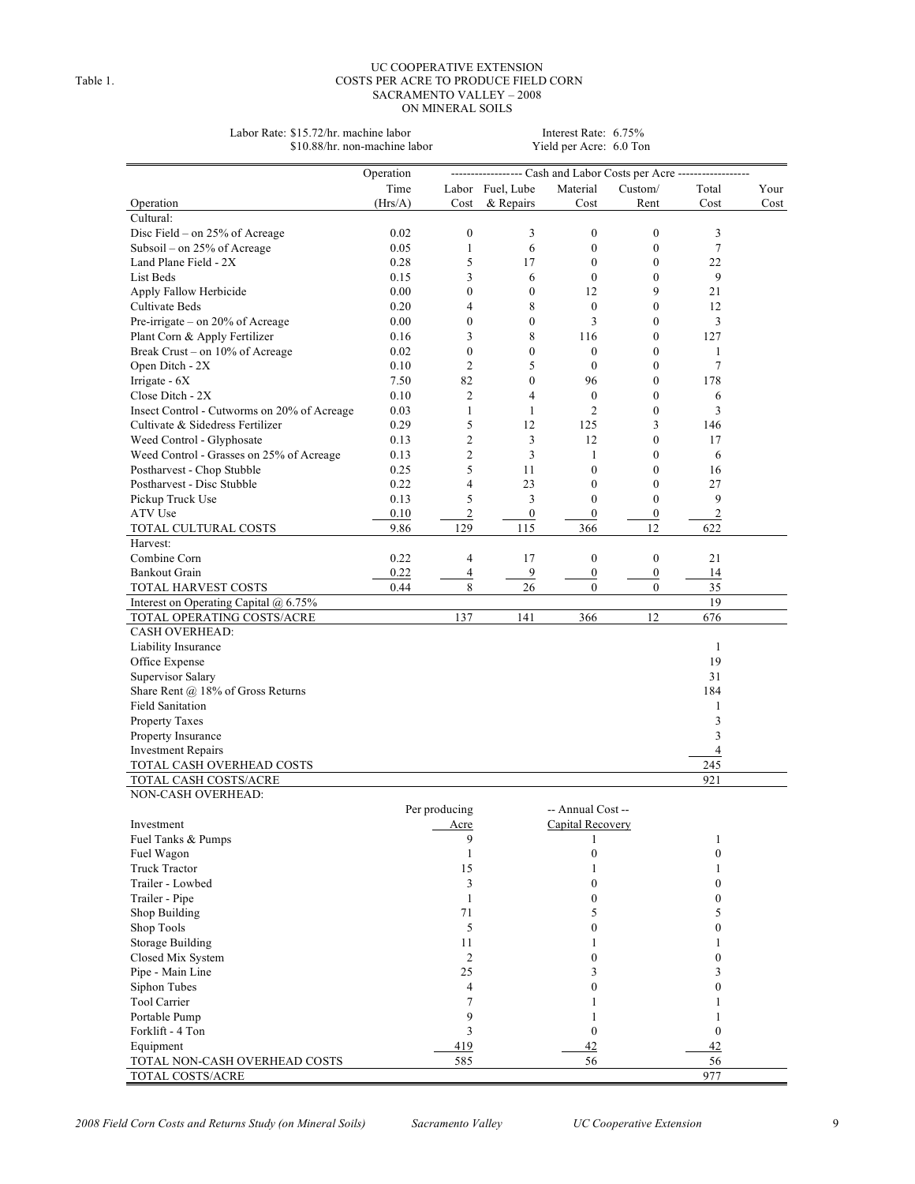Table 1.

# UC COOPERATIVE EXTENSION
## COSTS PER ACRE TO PRODUCE FIELD CORN
## SACRAMENTO VALLEY – 2008
## ON MINERAL SOILS

Labor Rate: $15.72/hr. machine labor
$10.88/hr. non-machine labor

Interest Rate: 6.75%
Yield per Acre: 6.0 Ton

| Operation | Operation Time (Hrs/A) | Labor Cost | Fuel, Lube & Repairs | Material Cost | Custom/ Rent | Total Cost | Your Cost |
|---|---|---|---|---|---|---|---|
| | | ------------------ Cash and Labor Costs per Acre ------------------ | | | | | |
| Cultural: | | | | | | | |
| Disc Field – on 25% of Acreage | 0.02 | 0 | 3 | 0 | 0 | 3 | |
| Subsoil – on 25% of Acreage | 0.05 | 1 | 6 | 0 | 0 | 7 | |
| Land Plane Field - 2X | 0.28 | 5 | 17 | 0 | 0 | 22 | |
| List Beds | 0.15 | 3 | 6 | 0 | 0 | 9 | |
| Apply Fallow Herbicide | 0.00 | 0 | 0 | 12 | 9 | 21 | |
| Cultivate Beds | 0.20 | 4 | 8 | 0 | 0 | 12 | |
| Pre-irrigate – on 20% of Acreage | 0.00 | 0 | 0 | 3 | 0 | 3 | |
| Plant Corn & Apply Fertilizer | 0.16 | 3 | 8 | 116 | 0 | 127 | |
| Break Crust – on 10% of Acreage | 0.02 | 0 | 0 | 0 | 0 | 1 | |
| Open Ditch - 2X | 0.10 | 2 | 5 | 0 | 0 | 7 | |
| Irrigate - 6X | 7.50 | 82 | 0 | 96 | 0 | 178 | |
| Close Ditch - 2X | 0.10 | 2 | 4 | 0 | 0 | 6 | |
| Insect Control - Cutworms on 20% of Acreage | 0.03 | 1 | 1 | 2 | 0 | 3 | |
| Cultivate & Sidedress Fertilizer | 0.29 | 5 | 12 | 125 | 3 | 146 | |
| Weed Control - Glyphosate | 0.13 | 2 | 3 | 12 | 0 | 17 | |
| Weed Control - Grasses on 25% of Acreage | 0.13 | 2 | 3 | 1 | 0 | 6 | |
| Postharvest - Chop Stubble | 0.25 | 5 | 11 | 0 | 0 | 16 | |
| Postharvest - Disc Stubble | 0.22 | 4 | 23 | 0 | 0 | 27 | |
| Pickup Truck Use | 0.13 | 5 | 3 | 0 | 0 | 9 | |
| ATV Use | 0.10 | 2 | 0 | 0 | 0 | 2 | |
| TOTAL CULTURAL COSTS | 9.86 | 129 | 115 | 366 | 12 | 622 | |
| Harvest: | | | | | | | |
| Combine Corn | 0.22 | 4 | 17 | 0 | 0 | 21 | |
| Bankout Grain | 0.22 | 4 | 9 | 0 | 0 | 14 | |
| TOTAL HARVEST COSTS | 0.44 | 8 | 26 | 0 | 0 | 35 | |
| Interest on Operating Capital @ 6.75% | | | | | | 19 | |
| TOTAL OPERATING COSTS/ACRE | | 137 | 141 | 366 | 12 | 676 | |
| CASH OVERHEAD: | | | | | | | |
| Liability Insurance | | | | | | 1 | |
| Office Expense | | | | | | 19 | |
| Supervisor Salary | | | | | | 31 | |
| Share Rent @ 18% of Gross Returns | | | | | | 184 | |
| Field Sanitation | | | | | | 1 | |
| Property Taxes | | | | | | 3 | |
| Property Insurance | | | | | | 3 | |
| Investment Repairs | | | | | | 4 | |
| TOTAL CASH OVERHEAD COSTS | | | | | | 245 | |
| TOTAL CASH COSTS/ACRE | | | | | | 921 | |

NON-CASH OVERHEAD:

| Investment | Per producing Acre | -- Annual Cost -- Capital Recovery | | |
|---|---|---|---|---|
| Fuel Tanks & Pumps | 9 | 1 | 1 | |
| Fuel Wagon | 1 | 0 | 0 | |
| Truck Tractor | 15 | 1 | 1 | |
| Trailer - Lowbed | 3 | 0 | 0 | |
| Trailer - Pipe | 1 | 0 | 0 | |
| Shop Building | 71 | 5 | 5 | |
| Shop Tools | 5 | 0 | 0 | |
| Storage Building | 11 | 1 | 1 | |
| Closed Mix System | 2 | 0 | 0 | |
| Pipe - Main Line | 25 | 3 | 3 | |
| Siphon Tubes | 4 | 0 | 0 | |
| Tool Carrier | 7 | 1 | 1 | |
| Portable Pump | 9 | 1 | 1 | |
| Forklift - 4 Ton | 3 | 0 | 0 | |
| Equipment | 419 | 42 | 42 | |
| TOTAL NON-CASH OVERHEAD COSTS | 585 | 56 | 56 | |
| TOTAL COSTS/ACRE | | | 977 | |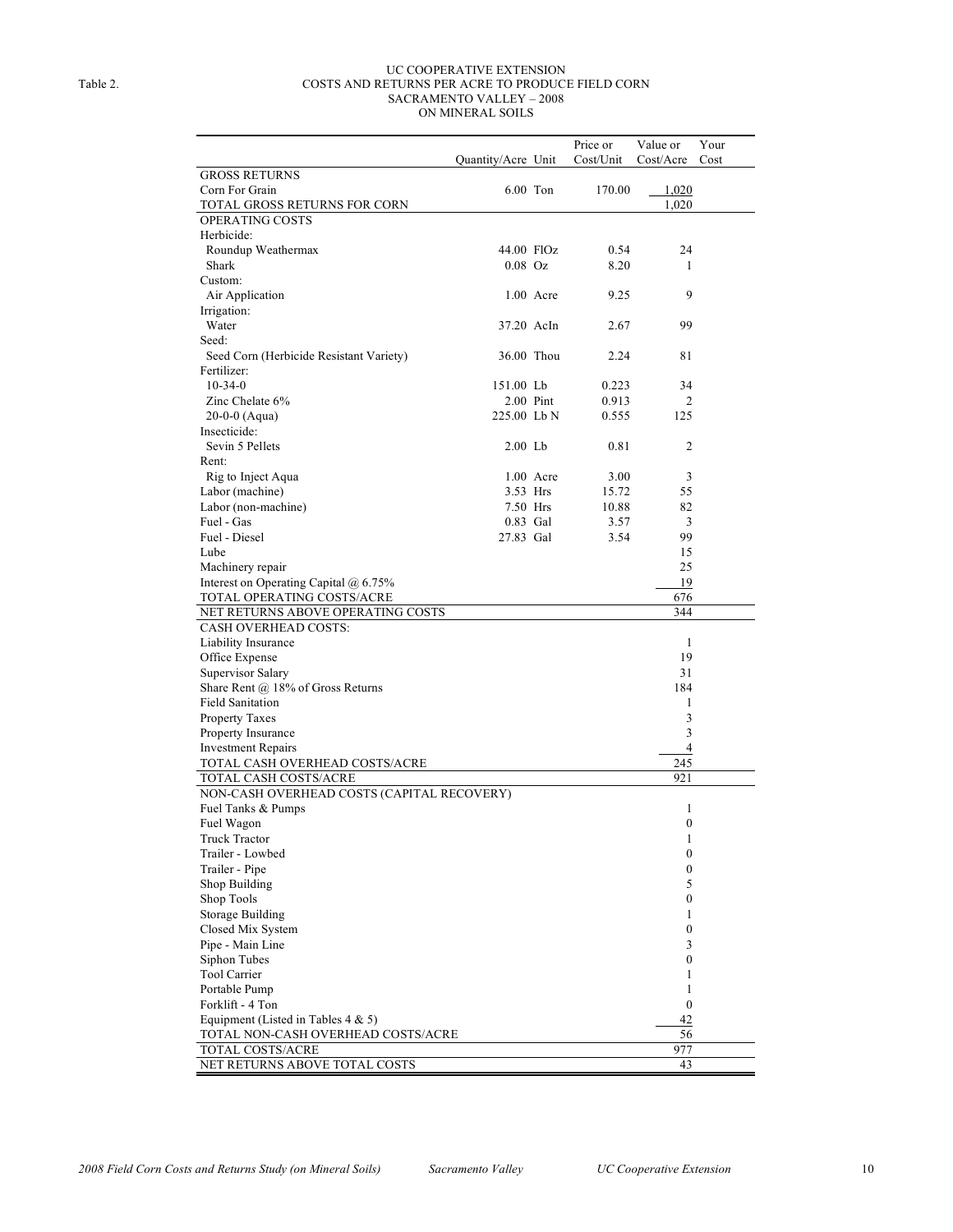Table 2.

# UC COOPERATIVE EXTENSION
## COSTS AND RETURNS PER ACRE TO PRODUCE FIELD CORN
## SACRAMENTO VALLEY – 2008
## ON MINERAL SOILS

| | Quantity/Acre | Unit | Price or Cost/Unit | Value or Cost/Acre | Your Cost |
|---|---|---|---|---|---|
| GROSS RETURNS | | | | | |
| Corn For Grain | 6.00 | Ton | 170.00 | 1,020 | |
| TOTAL GROSS RETURNS FOR CORN | | | | 1,020 | |
| OPERATING COSTS | | | | | |
| Herbicide: | | | | | |
| Roundup Weathermax | 44.00 | FlOz | 0.54 | 24 | |
| Shark | 0.08 | Oz | 8.20 | 1 | |
| Custom: | | | | | |
| Air Application | 1.00 | Acre | 9.25 | 9 | |
| Irrigation: | | | | | |
| Water | 37.20 | AcIn | 2.67 | 99 | |
| Seed: | | | | | |
| Seed Corn (Herbicide Resistant Variety) | 36.00 | Thou | 2.24 | 81 | |
| Fertilizer: | | | | | |
| 10-34-0 | 151.00 | Lb | 0.223 | 34 | |
| Zinc Chelate 6% | 2.00 | Pint | 0.913 | 2 | |
| 20-0-0 (Aqua) | 225.00 | Lb N | 0.555 | 125 | |
| Insecticide: | | | | | |
| Sevin 5 Pellets | 2.00 | Lb | 0.81 | 2 | |
| Rent: | | | | | |
| Rig to Inject Aqua | 1.00 | Acre | 3.00 | 3 | |
| Labor (machine) | 3.53 | Hrs | 15.72 | 55 | |
| Labor (non-machine) | 7.50 | Hrs | 10.88 | 82 | |
| Fuel - Gas | 0.83 | Gal | 3.57 | 3 | |
| Fuel - Diesel | 27.83 | Gal | 3.54 | 99 | |
| Lube | | | | 15 | |
| Machinery repair | | | | 25 | |
| Interest on Operating Capital @ 6.75% | | | | 19 | |
| TOTAL OPERATING COSTS/ACRE | | | | 676 | |
| NET RETURNS ABOVE OPERATING COSTS | | | | 344 | |
| CASH OVERHEAD COSTS: | | | | | |
| Liability Insurance | | | | 1 | |
| Office Expense | | | | 19 | |
| Supervisor Salary | | | | 31 | |
| Share Rent @ 18% of Gross Returns | | | | 184 | |
| Field Sanitation | | | | 1 | |
| Property Taxes | | | | 3 | |
| Property Insurance | | | | 3 | |
| Investment Repairs | | | | 4 | |
| TOTAL CASH OVERHEAD COSTS/ACRE | | | | 245 | |
| TOTAL CASH COSTS/ACRE | | | | 921 | |
| NON-CASH OVERHEAD COSTS (CAPITAL RECOVERY) | | | | | |
| Fuel Tanks & Pumps | | | | 1 | |
| Fuel Wagon | | | | 0 | |
| Truck Tractor | | | | 1 | |
| Trailer - Lowbed | | | | 0 | |
| Trailer - Pipe | | | | 0 | |
| Shop Building | | | | 5 | |
| Shop Tools | | | | 0 | |
| Storage Building | | | | 1 | |
| Closed Mix System | | | | 0 | |
| Pipe - Main Line | | | | 3 | |
| Siphon Tubes | | | | 0 | |
| Tool Carrier | | | | 1 | |
| Portable Pump | | | | 1 | |
| Forklift - 4 Ton | | | | 0 | |
| Equipment (Listed in Tables 4 & 5) | | | | 42 | |
| TOTAL NON-CASH OVERHEAD COSTS/ACRE | | | | 56 | |
| TOTAL COSTS/ACRE | | | | 977 | |
| NET RETURNS ABOVE TOTAL COSTS | | | | 43 | |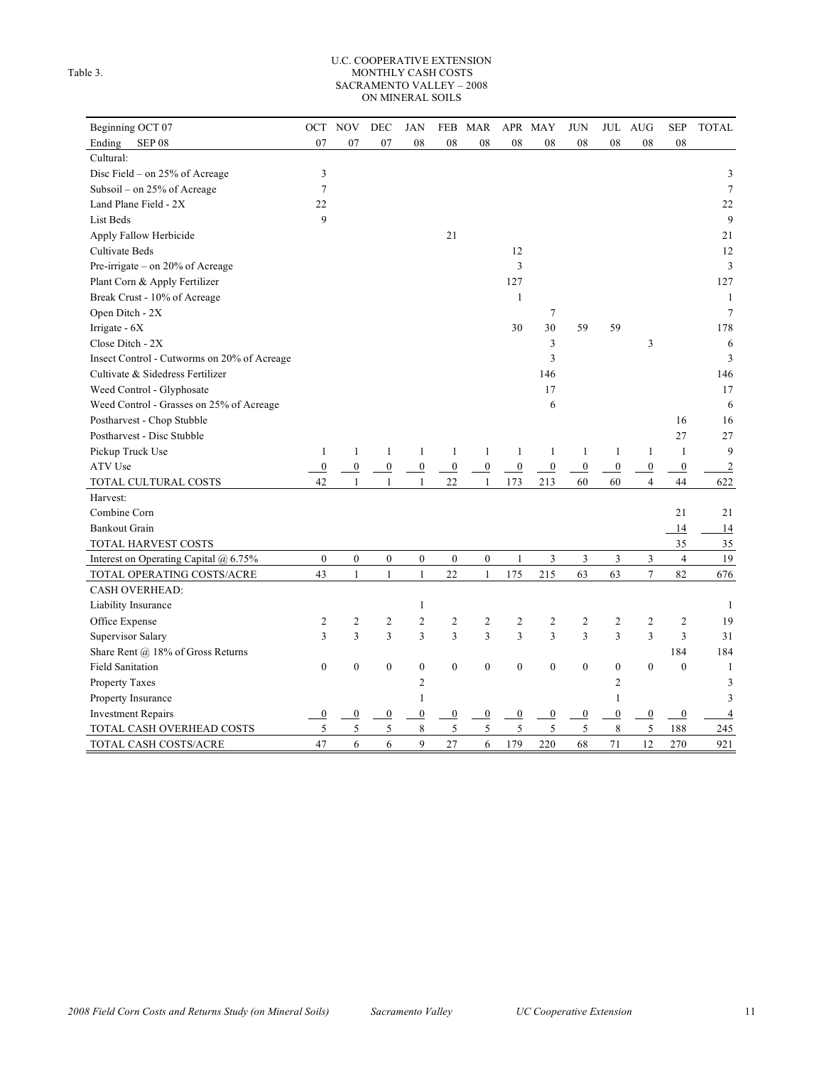Table 3.

U.C. COOPERATIVE EXTENSION
MONTHLY CASH COSTS
SACRAMENTO VALLEY – 2008
ON MINERAL SOILS

| Beginning OCT 07 | OCT | NOV | DEC | JAN | FEB | MAR | APR | MAY | JUN | JUL | AUG | SEP | TOTAL |
|---|---|---|---|---|---|---|---|---|---|---|---|---|---|
| Ending SEP 08 | 07 | 07 | 07 | 08 | 08 | 08 | 08 | 08 | 08 | 08 | 08 | 08 | |
| Cultural: | | | | | | | | | | | | | |
| Disc Field – on 25% of Acreage | 3 | | | | | | | | | | | | 3 |
| Subsoil – on 25% of Acreage | 7 | | | | | | | | | | | | 7 |
| Land Plane Field - 2X | 22 | | | | | | | | | | | | 22 |
| List Beds | 9 | | | | | | | | | | | | 9 |
| Apply Fallow Herbicide | | | | | 21 | | | | | | | | 21 |
| Cultivate Beds | | | | | | | 12 | | | | | | 12 |
| Pre-irrigate – on 20% of Acreage | | | | | | | 3 | | | | | | 3 |
| Plant Corn & Apply Fertilizer | | | | | | | 127 | | | | | | 127 |
| Break Crust - 10% of Acreage | | | | | | | 1 | | | | | | 1 |
| Open Ditch - 2X | | | | | | | | 7 | | | | | 7 |
| Irrigate - 6X | | | | | | | 30 | 30 | 59 | 59 | | | 178 |
| Close Ditch - 2X | | | | | | | | 3 | | | 3 | | 6 |
| Insect Control - Cutworms on 20% of Acreage | | | | | | | | 3 | | | | | 3 |
| Cultivate & Sidedress Fertilizer | | | | | | | | 146 | | | | | 146 |
| Weed Control - Glyphosate | | | | | | | | 17 | | | | | 17 |
| Weed Control - Grasses on 25% of Acreage | | | | | | | | 6 | | | | | 6 |
| Postharvest - Chop Stubble | | | | | | | | | | | | 16 | 16 |
| Postharvest - Disc Stubble | | | | | | | | | | | | 27 | 27 |
| Pickup Truck Use | 1 | 1 | 1 | 1 | 1 | 1 | 1 | 1 | 1 | 1 | 1 | 1 | 9 |
| ATV Use | 0 | 0 | 0 | 0 | 0 | 0 | 0 | 0 | 0 | 0 | 0 | 0 | 2 |
| TOTAL CULTURAL COSTS | 42 | 1 | 1 | 1 | 22 | 1 | 173 | 213 | 60 | 60 | 4 | 44 | 622 |
| Harvest: | | | | | | | | | | | | | |
| Combine Corn | | | | | | | | | | | | 21 | 21 |
| Bankout Grain | | | | | | | | | | | | 14 | 14 |
| TOTAL HARVEST COSTS | | | | | | | | | | | | 35 | 35 |
| Interest on Operating Capital @ 6.75% | 0 | 0 | 0 | 0 | 0 | 0 | 1 | 3 | 3 | 3 | 3 | 4 | 19 |
| TOTAL OPERATING COSTS/ACRE | 43 | 1 | 1 | 1 | 22 | 1 | 175 | 215 | 63 | 63 | 7 | 82 | 676 |
| CASH OVERHEAD: | | | | | | | | | | | | | |
| Liability Insurance | | | | 1 | | | | | | | | | 1 |
| Office Expense | 2 | 2 | 2 | 2 | 2 | 2 | 2 | 2 | 2 | 2 | 2 | 2 | 19 |
| Supervisor Salary | 3 | 3 | 3 | 3 | 3 | 3 | 3 | 3 | 3 | 3 | 3 | 3 | 31 |
| Share Rent @ 18% of Gross Returns | | | | | | | | | | | | 184 | 184 |
| Field Sanitation | 0 | 0 | 0 | 0 | 0 | 0 | 0 | 0 | 0 | 0 | 0 | 0 | 1 |
| Property Taxes | | | | 2 | | | | | | 2 | | | 3 |
| Property Insurance | | | | 1 | | | | | | 1 | | | 3 |
| Investment Repairs | 0 | 0 | 0 | 0 | 0 | 0 | 0 | 0 | 0 | 0 | 0 | 0 | 4 |
| TOTAL CASH OVERHEAD COSTS | 5 | 5 | 5 | 8 | 5 | 5 | 5 | 5 | 5 | 8 | 5 | 188 | 245 |
| TOTAL CASH COSTS/ACRE | 47 | 6 | 6 | 9 | 27 | 6 | 179 | 220 | 68 | 71 | 12 | 270 | 921 |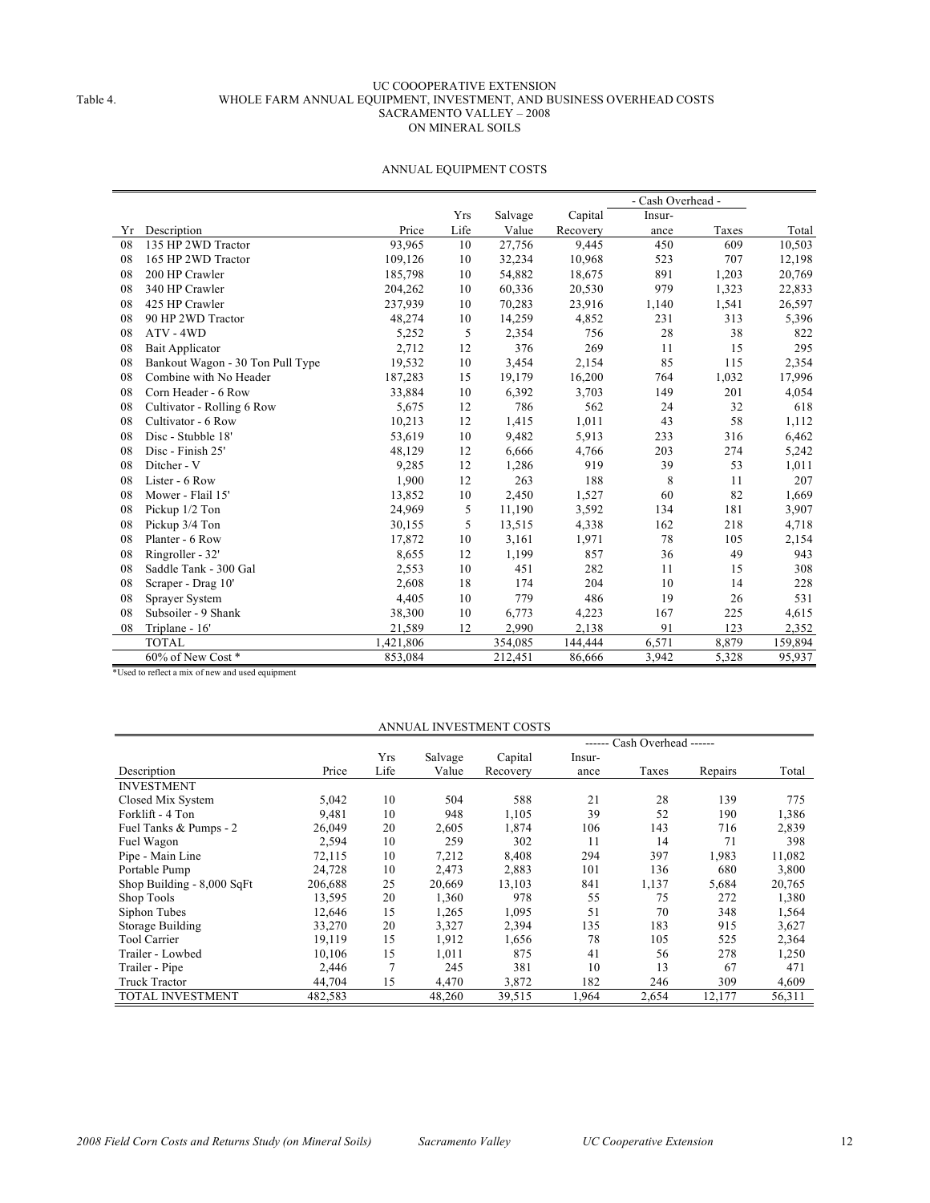UC COOOPERATIVE EXTENSION

Table 4. WHOLE FARM ANNUAL EQUIPMENT, INVESTMENT, AND BUSINESS OVERHEAD COSTS
SACRAMENTO VALLEY – 2008
ON MINERAL SOILS

## ANNUAL EQUIPMENT COSTS

| | | | | | | - Cash Overhead - | | |
|---|---|---|---|---|---|---|---|---|
| Yr | Description | Price | Yrs Life | Salvage Value | Capital Recovery | Insur-ance | Taxes | Total |
| 08 | 135 HP 2WD Tractor | 93,965 | 10 | 27,756 | 9,445 | 450 | 609 | 10,503 |
| 08 | 165 HP 2WD Tractor | 109,126 | 10 | 32,234 | 10,968 | 523 | 707 | 12,198 |
| 08 | 200 HP Crawler | 185,798 | 10 | 54,882 | 18,675 | 891 | 1,203 | 20,769 |
| 08 | 340 HP Crawler | 204,262 | 10 | 60,336 | 20,530 | 979 | 1,323 | 22,833 |
| 08 | 425 HP Crawler | 237,939 | 10 | 70,283 | 23,916 | 1,140 | 1,541 | 26,597 |
| 08 | 90 HP 2WD Tractor | 48,274 | 10 | 14,259 | 4,852 | 231 | 313 | 5,396 |
| 08 | ATV - 4WD | 5,252 | 5 | 2,354 | 756 | 28 | 38 | 822 |
| 08 | Bait Applicator | 2,712 | 12 | 376 | 269 | 11 | 15 | 295 |
| 08 | Bankout Wagon - 30 Ton Pull Type | 19,532 | 10 | 3,454 | 2,154 | 85 | 115 | 2,354 |
| 08 | Combine with No Header | 187,283 | 15 | 19,179 | 16,200 | 764 | 1,032 | 17,996 |
| 08 | Corn Header - 6 Row | 33,884 | 10 | 6,392 | 3,703 | 149 | 201 | 4,054 |
| 08 | Cultivator - Rolling 6 Row | 5,675 | 12 | 786 | 562 | 24 | 32 | 618 |
| 08 | Cultivator - 6 Row | 10,213 | 12 | 1,415 | 1,011 | 43 | 58 | 1,112 |
| 08 | Disc - Stubble 18' | 53,619 | 10 | 9,482 | 5,913 | 233 | 316 | 6,462 |
| 08 | Disc - Finish 25' | 48,129 | 12 | 6,666 | 4,766 | 203 | 274 | 5,242 |
| 08 | Ditcher - V | 9,285 | 12 | 1,286 | 919 | 39 | 53 | 1,011 |
| 08 | Lister - 6 Row | 1,900 | 12 | 263 | 188 | 8 | 11 | 207 |
| 08 | Mower - Flail 15' | 13,852 | 10 | 2,450 | 1,527 | 60 | 82 | 1,669 |
| 08 | Pickup 1/2 Ton | 24,969 | 5 | 11,190 | 3,592 | 134 | 181 | 3,907 |
| 08 | Pickup 3/4 Ton | 30,155 | 5 | 13,515 | 4,338 | 162 | 218 | 4,718 |
| 08 | Planter - 6 Row | 17,872 | 10 | 3,161 | 1,971 | 78 | 105 | 2,154 |
| 08 | Ringroller - 32' | 8,655 | 12 | 1,199 | 857 | 36 | 49 | 943 |
| 08 | Saddle Tank - 300 Gal | 2,553 | 10 | 451 | 282 | 11 | 15 | 308 |
| 08 | Scraper - Drag 10' | 2,608 | 18 | 174 | 204 | 10 | 14 | 228 |
| 08 | Sprayer System | 4,405 | 10 | 779 | 486 | 19 | 26 | 531 |
| 08 | Subsoiler - 9 Shank | 38,300 | 10 | 6,773 | 4,223 | 167 | 225 | 4,615 |
| 08 | Triplane - 16' | 21,589 | 12 | 2,990 | 2,138 | 91 | 123 | 2,352 |
| | TOTAL | 1,421,806 | | 354,085 | 144,444 | 6,571 | 8,879 | 159,894 |
| | 60% of New Cost * | 853,084 | | 212,451 | 86,666 | 3,942 | 5,328 | 95,937 |

*Used to reflect a mix of new and used equipment

## ANNUAL INVESTMENT COSTS

| | | | | | ------ Cash Overhead ------ | | | |
|---|---|---|---|---|---|---|---|---|
| Description | Price | Yrs Life | Salvage Value | Capital Recovery | Insur-ance | Taxes | Repairs | Total |
| INVESTMENT | | | | | | | | |
| Closed Mix System | 5,042 | 10 | 504 | 588 | 21 | 28 | 139 | 775 |
| Forklift - 4 Ton | 9,481 | 10 | 948 | 1,105 | 39 | 52 | 190 | 1,386 |
| Fuel Tanks & Pumps - 2 | 26,049 | 20 | 2,605 | 1,874 | 106 | 143 | 716 | 2,839 |
| Fuel Wagon | 2,594 | 10 | 259 | 302 | 11 | 14 | 71 | 398 |
| Pipe - Main Line | 72,115 | 10 | 7,212 | 8,408 | 294 | 397 | 1,983 | 11,082 |
| Portable Pump | 24,728 | 10 | 2,473 | 2,883 | 101 | 136 | 680 | 3,800 |
| Shop Building - 8,000 SqFt | 206,688 | 25 | 20,669 | 13,103 | 841 | 1,137 | 5,684 | 20,765 |
| Shop Tools | 13,595 | 20 | 1,360 | 978 | 55 | 75 | 272 | 1,380 |
| Siphon Tubes | 12,646 | 15 | 1,265 | 1,095 | 51 | 70 | 348 | 1,564 |
| Storage Building | 33,270 | 20 | 3,327 | 2,394 | 135 | 183 | 915 | 3,627 |
| Tool Carrier | 19,119 | 15 | 1,912 | 1,656 | 78 | 105 | 525 | 2,364 |
| Trailer - Lowbed | 10,106 | 15 | 1,011 | 875 | 41 | 56 | 278 | 1,250 |
| Trailer - Pipe | 2,446 | 7 | 245 | 381 | 10 | 13 | 67 | 471 |
| Truck Tractor | 44,704 | 15 | 4,470 | 3,872 | 182 | 246 | 309 | 4,609 |
| TOTAL INVESTMENT | 482,583 | | 48,260 | 39,515 | 1,964 | 2,654 | 12,177 | 56,311 |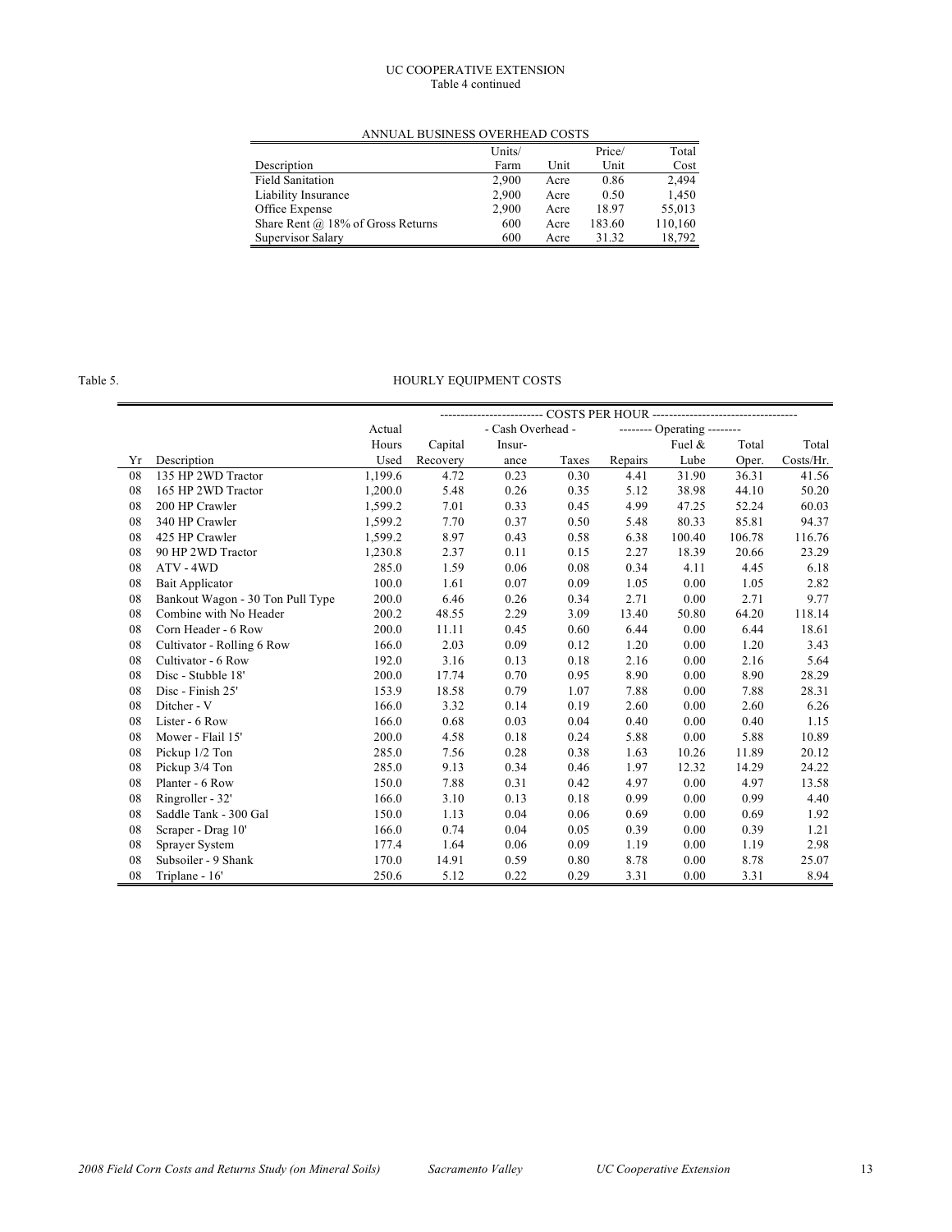UC COOPERATIVE EXTENSION
Table 4 continued

ANNUAL BUSINESS OVERHEAD COSTS

| Description | Units/ Farm | Unit | Price/ Unit | Total Cost |
|---|---|---|---|---|
| Field Sanitation | 2,900 | Acre | 0.86 | 2,494 |
| Liability Insurance | 2,900 | Acre | 0.50 | 1,450 |
| Office Expense | 2,900 | Acre | 18.97 | 55,013 |
| Share Rent @ 18% of Gross Returns | 600 | Acre | 183.60 | 110,160 |
| Supervisor Salary | 600 | Acre | 31.32 | 18,792 |

Table 5. HOURLY EQUIPMENT COSTS

| | | | COSTS PER HOUR | | | | | | |
|---|---|---|---|---|---|---|---|---|---|
| | | Actual | | - Cash Overhead - | | -------- Operating -------- | | | |
| | | Hours | Capital | Insur- | | | Fuel & | Total | Total |
| Yr | Description | Used | Recovery | ance | Taxes | Repairs | Lube | Oper. | Costs/Hr. |
| 08 | 135 HP 2WD Tractor | 1,199.6 | 4.72 | 0.23 | 0.30 | 4.41 | 31.90 | 36.31 | 41.56 |
| 08 | 165 HP 2WD Tractor | 1,200.0 | 5.48 | 0.26 | 0.35 | 5.12 | 38.98 | 44.10 | 50.20 |
| 08 | 200 HP Crawler | 1,599.2 | 7.01 | 0.33 | 0.45 | 4.99 | 47.25 | 52.24 | 60.03 |
| 08 | 340 HP Crawler | 1,599.2 | 7.70 | 0.37 | 0.50 | 5.48 | 80.33 | 85.81 | 94.37 |
| 08 | 425 HP Crawler | 1,599.2 | 8.97 | 0.43 | 0.58 | 6.38 | 100.40 | 106.78 | 116.76 |
| 08 | 90 HP 2WD Tractor | 1,230.8 | 2.37 | 0.11 | 0.15 | 2.27 | 18.39 | 20.66 | 23.29 |
| 08 | ATV - 4WD | 285.0 | 1.59 | 0.06 | 0.08 | 0.34 | 4.11 | 4.45 | 6.18 |
| 08 | Bait Applicator | 100.0 | 1.61 | 0.07 | 0.09 | 1.05 | 0.00 | 1.05 | 2.82 |
| 08 | Bankout Wagon - 30 Ton Pull Type | 200.0 | 6.46 | 0.26 | 0.34 | 2.71 | 0.00 | 2.71 | 9.77 |
| 08 | Combine with No Header | 200.2 | 48.55 | 2.29 | 3.09 | 13.40 | 50.80 | 64.20 | 118.14 |
| 08 | Corn Header - 6 Row | 200.0 | 11.11 | 0.45 | 0.60 | 6.44 | 0.00 | 6.44 | 18.61 |
| 08 | Cultivator - Rolling 6 Row | 166.0 | 2.03 | 0.09 | 0.12 | 1.20 | 0.00 | 1.20 | 3.43 |
| 08 | Cultivator - 6 Row | 192.0 | 3.16 | 0.13 | 0.18 | 2.16 | 0.00 | 2.16 | 5.64 |
| 08 | Disc - Stubble 18' | 200.0 | 17.74 | 0.70 | 0.95 | 8.90 | 0.00 | 8.90 | 28.29 |
| 08 | Disc - Finish 25' | 153.9 | 18.58 | 0.79 | 1.07 | 7.88 | 0.00 | 7.88 | 28.31 |
| 08 | Ditcher - V | 166.0 | 3.32 | 0.14 | 0.19 | 2.60 | 0.00 | 2.60 | 6.26 |
| 08 | Lister - 6 Row | 166.0 | 0.68 | 0.03 | 0.04 | 0.40 | 0.00 | 0.40 | 1.15 |
| 08 | Mower - Flail 15' | 200.0 | 4.58 | 0.18 | 0.24 | 5.88 | 0.00 | 5.88 | 10.89 |
| 08 | Pickup 1/2 Ton | 285.0 | 7.56 | 0.28 | 0.38 | 1.63 | 10.26 | 11.89 | 20.12 |
| 08 | Pickup 3/4 Ton | 285.0 | 9.13 | 0.34 | 0.46 | 1.97 | 12.32 | 14.29 | 24.22 |
| 08 | Planter - 6 Row | 150.0 | 7.88 | 0.31 | 0.42 | 4.97 | 0.00 | 4.97 | 13.58 |
| 08 | Ringroller - 32' | 166.0 | 3.10 | 0.13 | 0.18 | 0.99 | 0.00 | 0.99 | 4.40 |
| 08 | Saddle Tank - 300 Gal | 150.0 | 1.13 | 0.04 | 0.06 | 0.69 | 0.00 | 0.69 | 1.92 |
| 08 | Scraper - Drag 10' | 166.0 | 0.74 | 0.04 | 0.05 | 0.39 | 0.00 | 0.39 | 1.21 |
| 08 | Sprayer System | 177.4 | 1.64 | 0.06 | 0.09 | 1.19 | 0.00 | 1.19 | 2.98 |
| 08 | Subsoiler - 9 Shank | 170.0 | 14.91 | 0.59 | 0.80 | 8.78 | 0.00 | 8.78 | 25.07 |
| 08 | Triplane - 16' | 250.6 | 5.12 | 0.22 | 0.29 | 3.31 | 0.00 | 3.31 | 8.94 |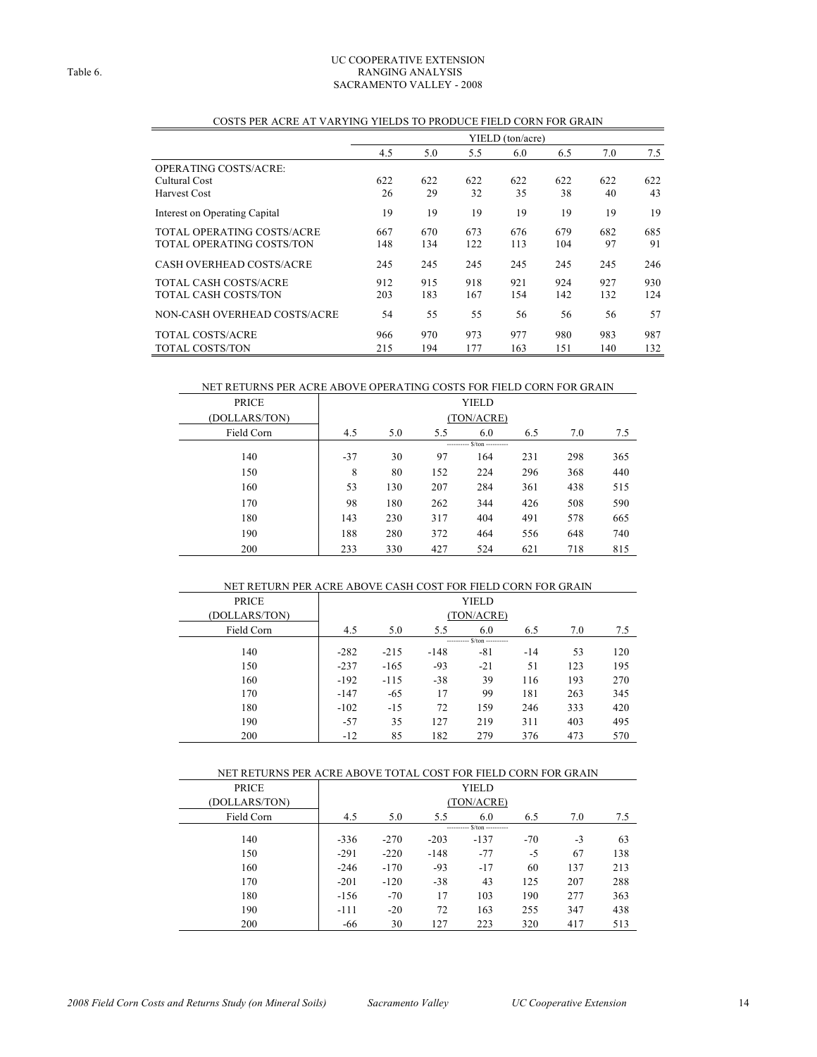Table 6.

UC COOPERATIVE EXTENSION
RANGING ANALYSIS
SACRAMENTO VALLEY - 2008

COSTS PER ACRE AT VARYING YIELDS TO PRODUCE FIELD CORN FOR GRAIN

| | YIELD (ton/acre) | | | | | | |
|---|---|---|---|---|---|---|---|
| | 4.5 | 5.0 | 5.5 | 6.0 | 6.5 | 7.0 | 7.5 |
| OPERATING COSTS/ACRE: | | | | | | | |
| Cultural Cost | 622 | 622 | 622 | 622 | 622 | 622 | 622 |
| Harvest Cost | 26 | 29 | 32 | 35 | 38 | 40 | 43 |
| Interest on Operating Capital | 19 | 19 | 19 | 19 | 19 | 19 | 19 |
| TOTAL OPERATING COSTS/ACRE | 667 | 670 | 673 | 676 | 679 | 682 | 685 |
| TOTAL OPERATING COSTS/TON | 148 | 134 | 122 | 113 | 104 | 97 | 91 |
| CASH OVERHEAD COSTS/ACRE | 245 | 245 | 245 | 245 | 245 | 245 | 246 |
| TOTAL CASH COSTS/ACRE | 912 | 915 | 918 | 921 | 924 | 927 | 930 |
| TOTAL CASH COSTS/TON | 203 | 183 | 167 | 154 | 142 | 132 | 124 |
| NON-CASH OVERHEAD COSTS/ACRE | 54 | 55 | 55 | 56 | 56 | 56 | 57 |
| TOTAL COSTS/ACRE | 966 | 970 | 973 | 977 | 980 | 983 | 987 |
| TOTAL COSTS/TON | 215 | 194 | 177 | 163 | 151 | 140 | 132 |

NET RETURNS PER ACRE ABOVE OPERATING COSTS FOR FIELD CORN FOR GRAIN

| PRICE (DOLLARS/TON) | YIELD (TON/ACRE) | | | | | | |
|---|---|---|---|---|---|---|---|
| Field Corn | 4.5 | 5.0 | 5.5 | 6.0 | 6.5 | 7.0 | 7.5 |
| | | | | ---------- $/ton ---------- | | | |
| 140 | -37 | 30 | 97 | 164 | 231 | 298 | 365 |
| 150 | 8 | 80 | 152 | 224 | 296 | 368 | 440 |
| 160 | 53 | 130 | 207 | 284 | 361 | 438 | 515 |
| 170 | 98 | 180 | 262 | 344 | 426 | 508 | 590 |
| 180 | 143 | 230 | 317 | 404 | 491 | 578 | 665 |
| 190 | 188 | 280 | 372 | 464 | 556 | 648 | 740 |
| 200 | 233 | 330 | 427 | 524 | 621 | 718 | 815 |

NET RETURN PER ACRE ABOVE CASH COST FOR FIELD CORN FOR GRAIN

| PRICE (DOLLARS/TON) | YIELD (TON/ACRE) | | | | | | |
|---|---|---|---|---|---|---|---|
| Field Corn | 4.5 | 5.0 | 5.5 | 6.0 | 6.5 | 7.0 | 7.5 |
| | | | | ---------- $/ton ---------- | | | |
| 140 | -282 | -215 | -148 | -81 | -14 | 53 | 120 |
| 150 | -237 | -165 | -93 | -21 | 51 | 123 | 195 |
| 160 | -192 | -115 | -38 | 39 | 116 | 193 | 270 |
| 170 | -147 | -65 | 17 | 99 | 181 | 263 | 345 |
| 180 | -102 | -15 | 72 | 159 | 246 | 333 | 420 |
| 190 | -57 | 35 | 127 | 219 | 311 | 403 | 495 |
| 200 | -12 | 85 | 182 | 279 | 376 | 473 | 570 |

NET RETURNS PER ACRE ABOVE TOTAL COST FOR FIELD CORN FOR GRAIN

| PRICE (DOLLARS/TON) | YIELD (TON/ACRE) | | | | | | |
|---|---|---|---|---|---|---|---|
| Field Corn | 4.5 | 5.0 | 5.5 | 6.0 | 6.5 | 7.0 | 7.5 |
| | | | | ---------- $/ton ---------- | | | |
| 140 | -336 | -270 | -203 | -137 | -70 | -3 | 63 |
| 150 | -291 | -220 | -148 | -77 | -5 | 67 | 138 |
| 160 | -246 | -170 | -93 | -17 | 60 | 137 | 213 |
| 170 | -201 | -120 | -38 | 43 | 125 | 207 | 288 |
| 180 | -156 | -70 | 17 | 103 | 190 | 277 | 363 |
| 190 | -111 | -20 | 72 | 163 | 255 | 347 | 438 |
| 200 | -66 | 30 | 127 | 223 | 320 | 417 | 513 |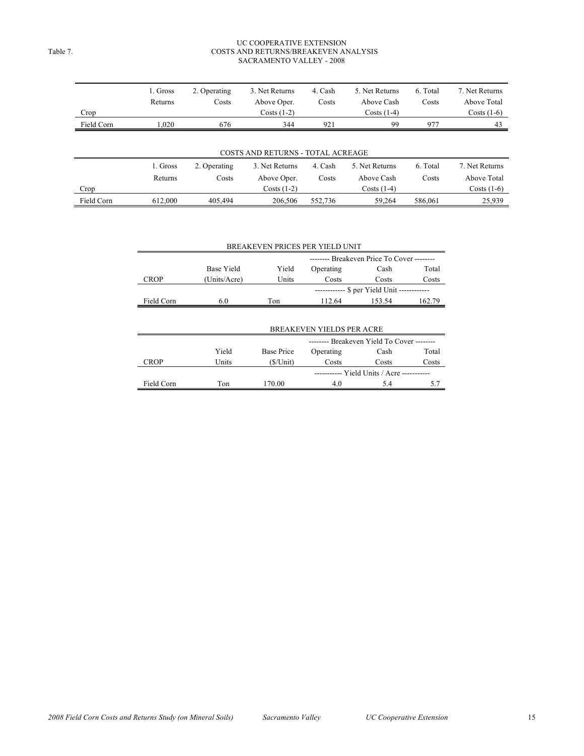Table 7.

UC COOPERATIVE EXTENSION
COSTS AND RETURNS/BREAKEVEN ANALYSIS
SACRAMENTO VALLEY - 2008

| Crop | 1. Gross Returns | 2. Operating Costs | 3. Net Returns Above Oper. Costs (1-2) | 4. Cash Costs | 5. Net Returns Above Cash Costs (1-4) | 6. Total Costs | 7. Net Returns Above Total Costs (1-6) |
|---|---|---|---|---|---|---|---|
| Field Corn | 1,020 | 676 | 344 | 921 | 99 | 977 | 43 |

COSTS AND RETURNS - TOTAL ACREAGE

| Crop | 1. Gross Returns | 2. Operating Costs | 3. Net Returns Above Oper. Costs (1-2) | 4. Cash Costs | 5. Net Returns Above Cash Costs (1-4) | 6. Total Costs | 7. Net Returns Above Total Costs (1-6) |
|---|---|---|---|---|---|---|---|
| Field Corn | 612,000 | 405,494 | 206,506 | 552,736 | 59,264 | 586,061 | 25,939 |

BREAKEVEN PRICES PER YIELD UNIT

| | | | -------- Breakeven Price To Cover -------- | | |
|---|---|---|---|---|---|
| CROP | Base Yield (Units/Acre) | Yield Units | Operating Costs | Cash Costs | Total Costs |
| | | | ------------ $ per Yield Unit ------------ | | |
| Field Corn | 6.0 | Ton | 112.64 | 153.54 | 162.79 |

BREAKEVEN YIELDS PER ACRE

| | | | -------- Breakeven Yield To Cover -------- | | |
|---|---|---|---|---|---|
| CROP | Yield Units | Base Price ($/Unit) | Operating Costs | Cash Costs | Total Costs |
| | | | ----------- Yield Units / Acre ----------- | | |
| Field Corn | Ton | 170.00 | 4.0 | 5.4 | 5.7 |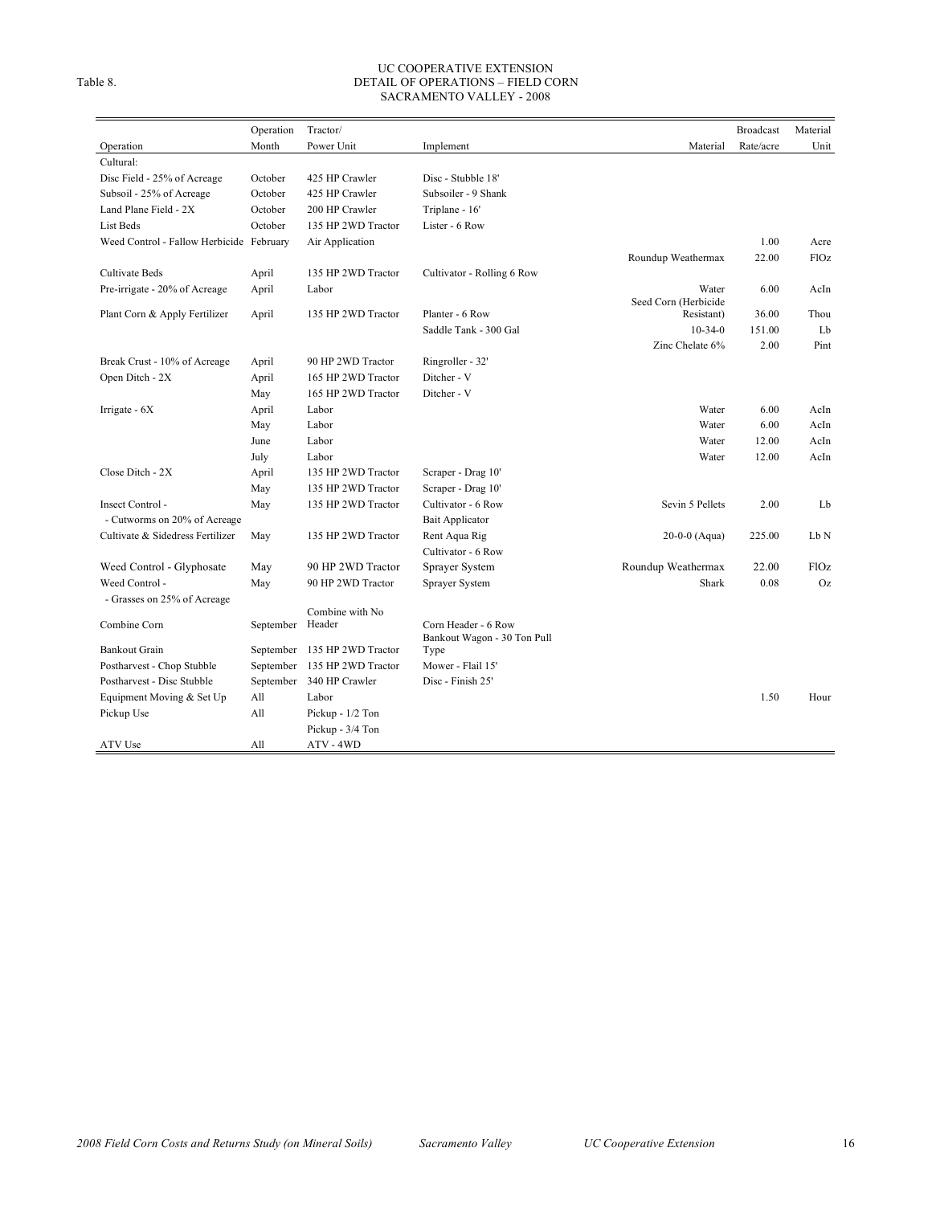Table 8.

# UC COOPERATIVE EXTENSION
## DETAIL OF OPERATIONS – FIELD CORN
## SACRAMENTO VALLEY - 2008

| Operation | Operation Month | Tractor/ Power Unit | Implement | Material | Broadcast Rate/acre | Material Unit |
|---|---|---|---|---|---|---|
| Cultural: | | | | | | |
| Disc Field - 25% of Acreage | October | 425 HP Crawler | Disc - Stubble 18' | | | |
| Subsoil - 25% of Acreage | October | 425 HP Crawler | Subsoiler - 9 Shank | | | |
| Land Plane Field - 2X | October | 200 HP Crawler | Triplane - 16' | | | |
| List Beds | October | 135 HP 2WD Tractor | Lister - 6 Row | | | |
| Weed Control - Fallow Herbicide | February | Air Application | | | 1.00 | Acre |
| | | | | Roundup Weathermax | 22.00 | FlOz |
| Cultivate Beds | April | 135 HP 2WD Tractor | Cultivator - Rolling 6 Row | | | |
| Pre-irrigate - 20% of Acreage | April | Labor | | Water | 6.00 | AcIn |
| Plant Corn & Apply Fertilizer | April | 135 HP 2WD Tractor | Planter - 6 Row | Seed Corn (Herbicide Resistant) | 36.00 | Thou |
| | | | Saddle Tank - 300 Gal | 10-34-0 | 151.00 | Lb |
| | | | | Zinc Chelate 6% | 2.00 | Pint |
| Break Crust - 10% of Acreage | April | 90 HP 2WD Tractor | Ringroller - 32' | | | |
| Open Ditch - 2X | April | 165 HP 2WD Tractor | Ditcher - V | | | |
| | May | 165 HP 2WD Tractor | Ditcher - V | | | |
| Irrigate - 6X | April | Labor | | Water | 6.00 | AcIn |
| | May | Labor | | Water | 6.00 | AcIn |
| | June | Labor | | Water | 12.00 | AcIn |
| | July | Labor | | Water | 12.00 | AcIn |
| Close Ditch - 2X | April | 135 HP 2WD Tractor | Scraper - Drag 10' | | | |
| | May | 135 HP 2WD Tractor | Scraper - Drag 10' | | | |
| Insect Control - - Cutworms on 20% of Acreage | May | 135 HP 2WD Tractor | Cultivator - 6 Row | Sevin 5 Pellets | 2.00 | Lb |
| | | | Bait Applicator | | | |
| Cultivate & Sidedress Fertilizer | May | 135 HP 2WD Tractor | Rent Aqua Rig | 20-0-0 (Aqua) | 225.00 | Lb N |
| | | | Cultivator - 6 Row | | | |
| Weed Control - Glyphosate | May | 90 HP 2WD Tractor | Sprayer System | Roundup Weathermax | 22.00 | FlOz |
| Weed Control - - Grasses on 25% of Acreage | May | 90 HP 2WD Tractor | Sprayer System | Shark | 0.08 | Oz |
| Combine Corn | September | Combine with No Header | Corn Header - 6 Row | | | |
| Bankout Grain | September | 135 HP 2WD Tractor | Bankout Wagon - 30 Ton Pull Type | | | |
| Postharvest - Chop Stubble | September | 135 HP 2WD Tractor | Mower - Flail 15' | | | |
| Postharvest - Disc Stubble | September | 340 HP Crawler | Disc - Finish 25' | | | |
| Equipment Moving & Set Up | All | Labor | | | 1.50 | Hour |
| Pickup Use | All | Pickup - 1/2 Ton | | | | |
| | | Pickup - 3/4 Ton | | | | |
| ATV Use | All | ATV - 4WD | | | | |